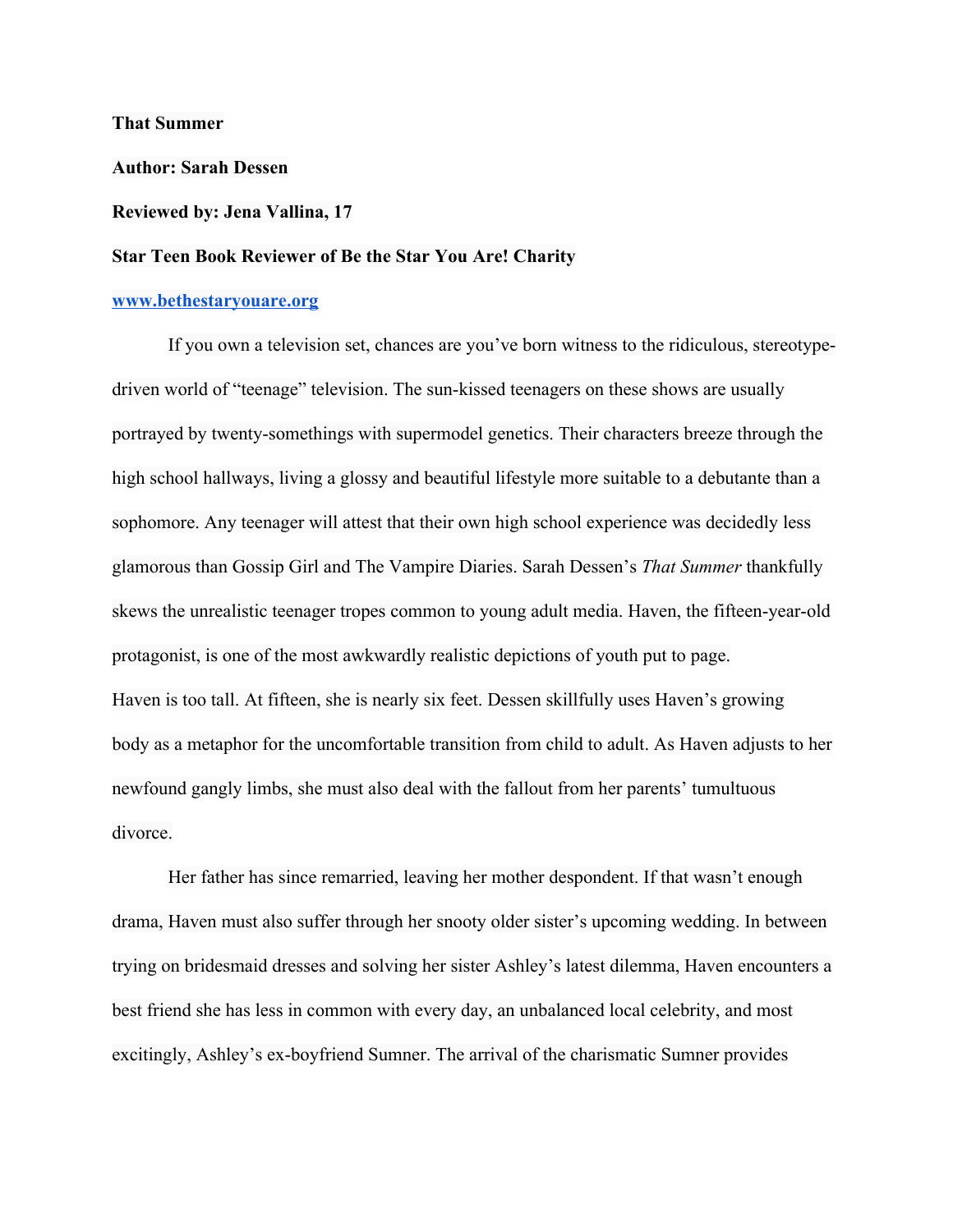**That Summer**

**Author: Sarah Dessen**

**Reviewed by: Jena Vallina, 17**

**Star Teen Book Reviewer of Be the Star You Are! Charity**

**www.bethestaryouare.org**

If you own a television set, chances are you've born witness to the ridiculous, stereotype-driven world of "teenage" television. The sun-kissed teenagers on these shows are usually portrayed by twenty-somethings with supermodel genetics. Their characters breeze through the high school hallways, living a glossy and beautiful lifestyle more suitable to a debutante than a sophomore. Any teenager will attest that their own high school experience was decidedly less glamorous than Gossip Girl and The Vampire Diaries. Sarah Dessen's *That Summer* thankfully skews the unrealistic teenager tropes common to young adult media. Haven, the fifteen-year-old protagonist, is one of the most awkwardly realistic depictions of youth put to page.

Haven is too tall. At fifteen, she is nearly six feet. Dessen skillfully uses Haven's growing body as a metaphor for the uncomfortable transition from child to adult. As Haven adjusts to her newfound gangly limbs, she must also deal with the fallout from her parents' tumultuous divorce.

Her father has since remarried, leaving her mother despondent. If that wasn't enough drama, Haven must also suffer through her snooty older sister's upcoming wedding. In between trying on bridesmaid dresses and solving her sister Ashley's latest dilemma, Haven encounters a best friend she has less in common with every day, an unbalanced local celebrity, and most excitingly, Ashley's ex-boyfriend Sumner. The arrival of the charismatic Sumner provides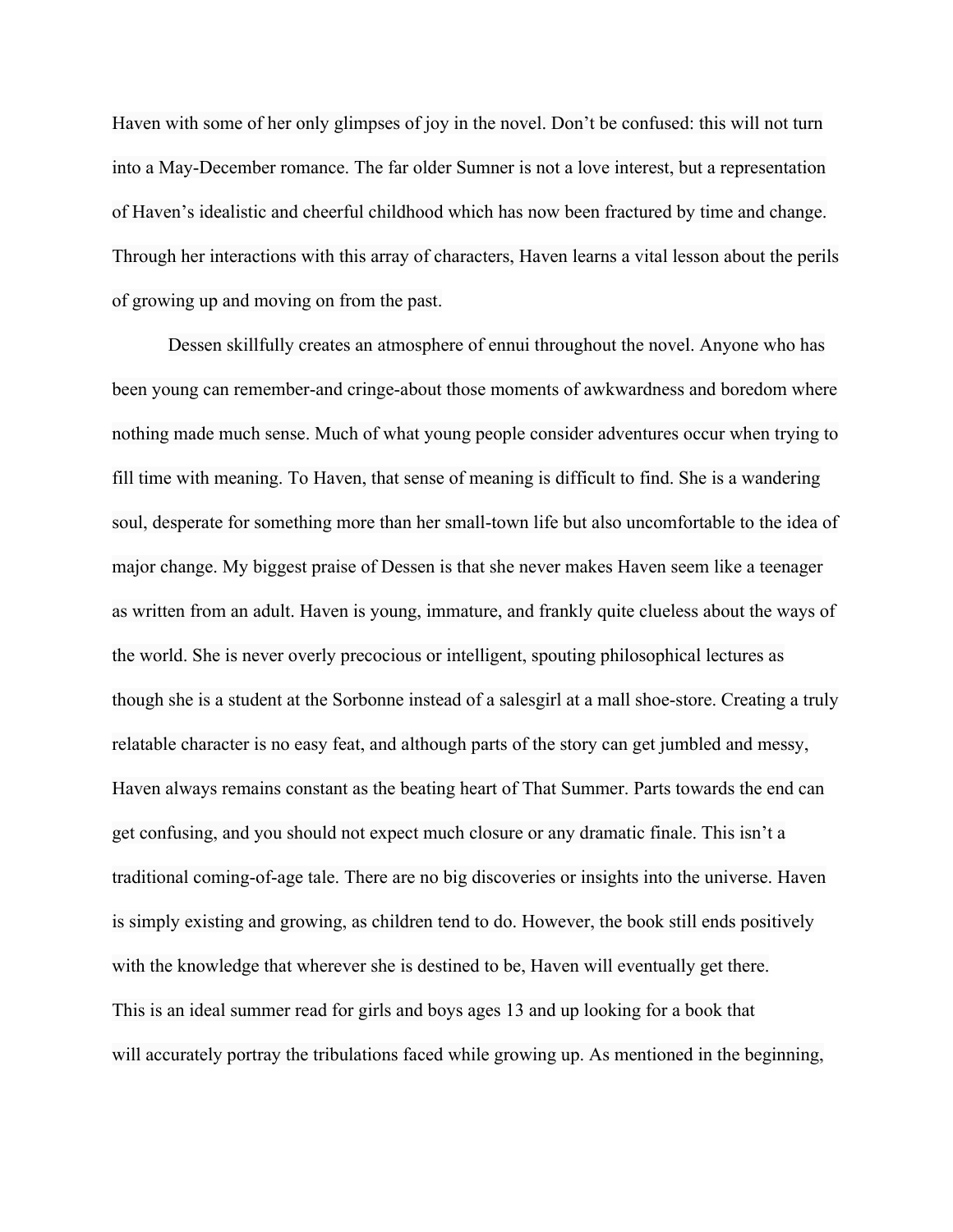Haven with some of her only glimpses of joy in the novel. Don't be confused: this will not turn into a May-December romance. The far older Sumner is not a love interest, but a representation of Haven's idealistic and cheerful childhood which has now been fractured by time and change. Through her interactions with this array of characters, Haven learns a vital lesson about the perils of growing up and moving on from the past.

Dessen skillfully creates an atmosphere of ennui throughout the novel. Anyone who has been young can remember-and cringe-about those moments of awkwardness and boredom where nothing made much sense. Much of what young people consider adventures occur when trying to fill time with meaning. To Haven, that sense of meaning is difficult to find. She is a wandering soul, desperate for something more than her small-town life but also uncomfortable to the idea of major change. My biggest praise of Dessen is that she never makes Haven seem like a teenager as written from an adult. Haven is young, immature, and frankly quite clueless about the ways of the world. She is never overly precocious or intelligent, spouting philosophical lectures as though she is a student at the Sorbonne instead of a salesgirl at a mall shoe-store. Creating a truly relatable character is no easy feat, and although parts of the story can get jumbled and messy, Haven always remains constant as the beating heart of That Summer. Parts towards the end can get confusing, and you should not expect much closure or any dramatic finale. This isn't a traditional coming-of-age tale. There are no big discoveries or insights into the universe. Haven is simply existing and growing, as children tend to do. However, the book still ends positively with the knowledge that wherever she is destined to be, Haven will eventually get there.

This is an ideal summer read for girls and boys ages 13 and up looking for a book that will accurately portray the tribulations faced while growing up. As mentioned in the beginning,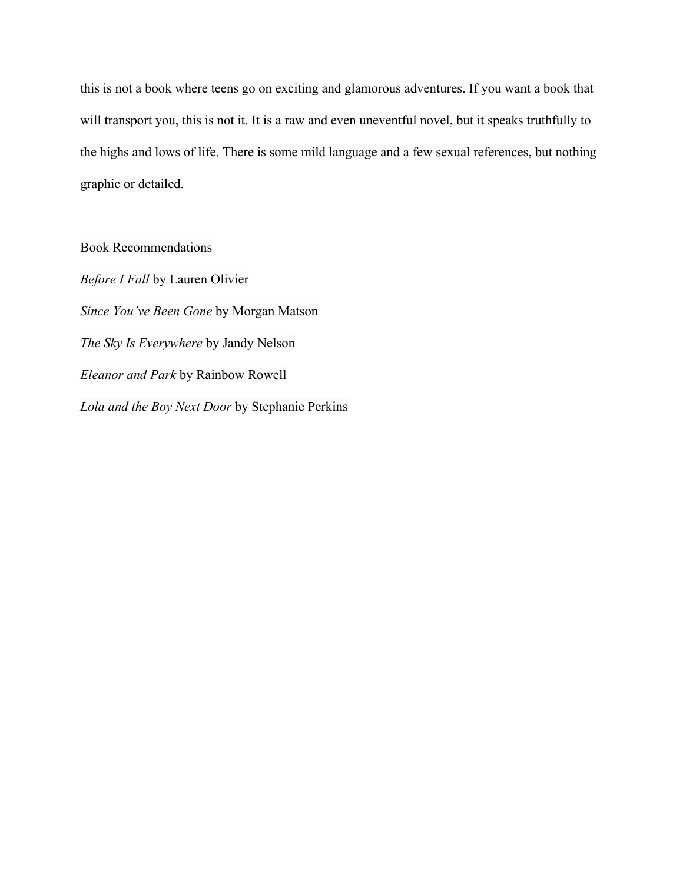this is not a book where teens go on exciting and glamorous adventures. If you want a book that will transport you, this is not it. It is a raw and even uneventful novel, but it speaks truthfully to the highs and lows of life. There is some mild language and a few sexual references, but nothing graphic or detailed.

<u>Book Recommendations</u>

*Before I Fall* by Lauren Olivier

*Since You've Been Gone* by Morgan Matson

*The Sky Is Everywhere* by Jandy Nelson

*Eleanor and Park* by Rainbow Rowell

*Lola and the Boy Next Door* by Stephanie Perkins